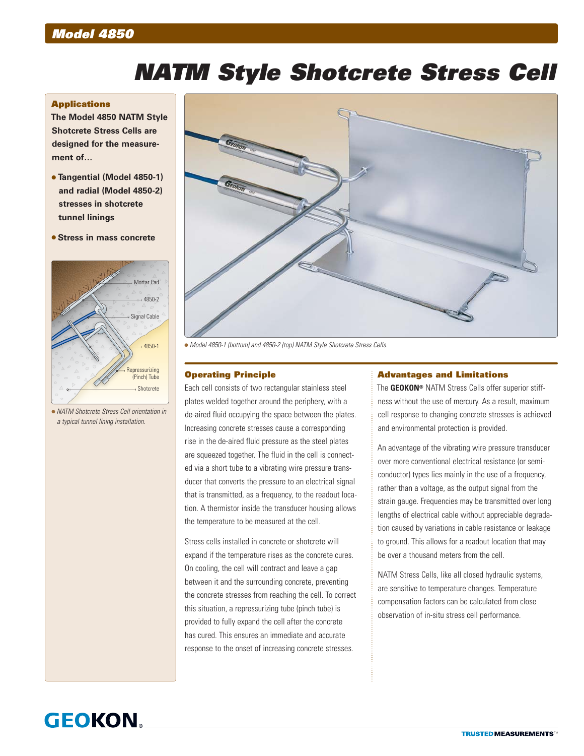## Model 4850

# NATM Style Shotcrete Stress Cell

### Applications

**The Model 4850 NATM Style Shotcrete Stress Cells are designed for the measurement of...**

- **Tangential (Model 4850-1) and radial (Model 4850-2) stresses in shotcrete tunnel linings**
- **Stress in mass concrete**

NATM Shotcrete Stress Cell orientation in a typical tunnel lining installation.

Model 4850-1 (bottom) and 4850-2 (top) NATM Style Shotcrete Stress Cells.

### Operating Principle

Each cell consists of two rectangular stainless steel plates welded together around the periphery, with a de-aired fluid occupying the space between the plates. Increasing concrete stresses cause a corresponding rise in the de-aired fluid pressure as the steel plates are squeezed together. The fluid in the cell is connected via a short tube to a vibrating wire pressure transducer that converts the pressure to an electrical signal that is transmitted, as a frequency, to the readout location. A thermistor inside the transducer housing allows the temperature to be measured at the cell.

Stress cells installed in concrete or shotcrete will expand if the temperature rises as the concrete cures. On cooling, the cell will contract and leave a gap between it and the surrounding concrete, preventing the concrete stresses from reaching the cell. To correct this situation, a repressurizing tube (pinch tube) is provided to fully expand the cell after the concrete has cured. This ensures an immediate and accurate response to the onset of increasing concrete stresses.

### Advantages and Limitations

The **GEOKON®** NATM Stress Cells offer superior stiffness without the use of mercury. As a result, maximum cell response to changing concrete stresses is achieved and environmental protection is provided.

An advantage of the vibrating wire pressure transducer over more conventional electrical resistance (or semiconductor) types lies mainly in the use of a frequency, rather than a voltage, as the output signal from the strain gauge. Frequencies may be transmitted over long lengths of electrical cable without appreciable degradation caused by variations in cable resistance or leakage to ground. This allows for a readout location that may be over a thousand meters from the cell.

NATM Stress Cells, like all closed hydraulic systems, are sensitive to temperature changes. Temperature compensation factors can be calculated from close observation of in-situ stress cell performance.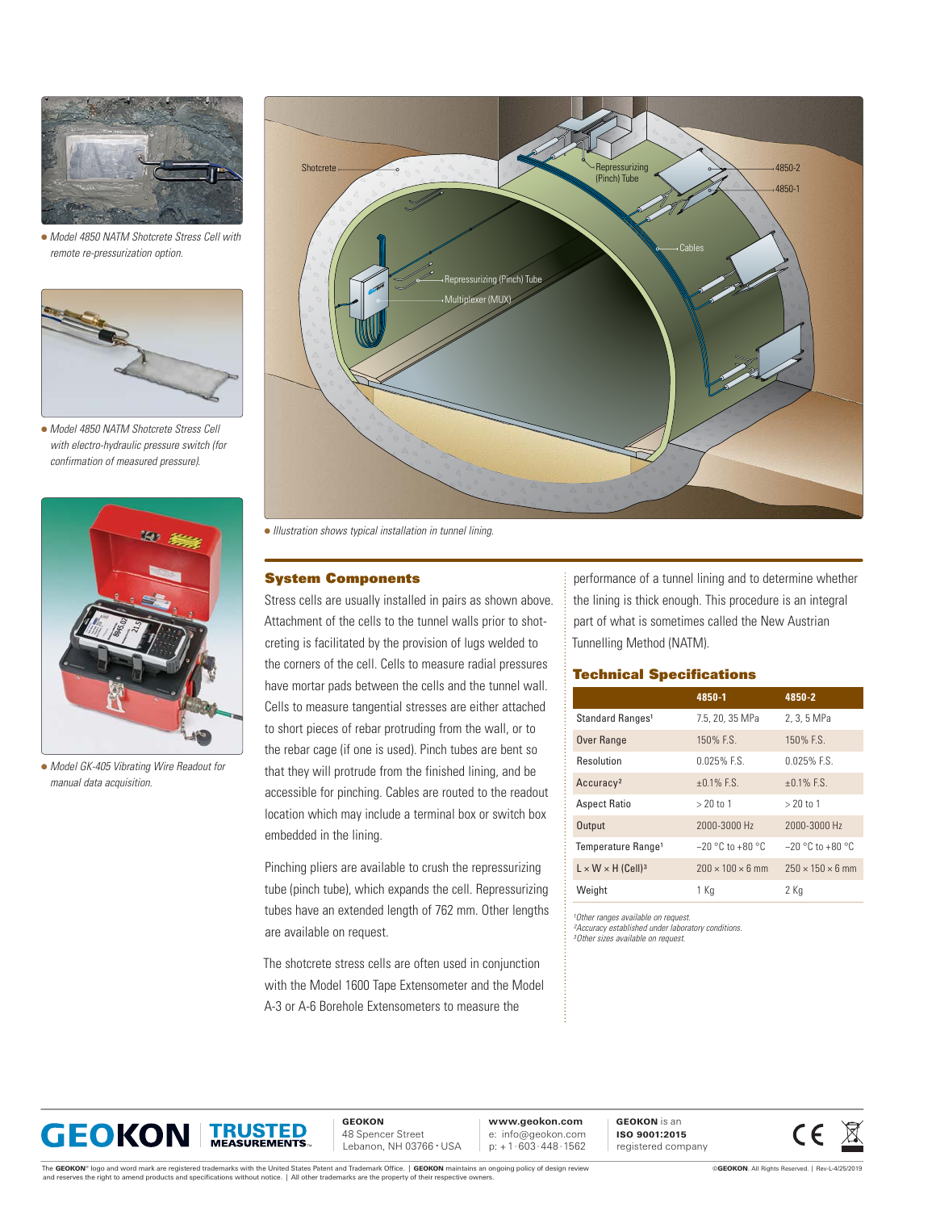Model 4850 NATM Shotcrete Stress Cell with remote re-pressurization option.

Model 4850 NATM Shotcrete Stress Cell with electro-hydraulic pressure switch (for confirmation of measured pressure).

Model GK-405 Vibrating Wire Readout for manual data acquisition.

Illustration shows typical installation in tunnel lining.

## System Components

Stress cells are usually installed in pairs as shown above. Attachment of the cells to the tunnel walls prior to shotcreting is facilitated by the provision of lugs welded to the corners of the cell. Cells to measure radial pressures have mortar pads between the cells and the tunnel wall. Cells to measure tangential stresses are either attached to short pieces of rebar protruding from the wall, or to the rebar cage (if one is used). Pinch tubes are bent so that they will protrude from the finished lining, and be accessible for pinching. Cables are routed to the readout location which may include a terminal box or switch box embedded in the lining.

Pinching pliers are available to crush the repressurizing tube (pinch tube), which expands the cell. Repressurizing tubes have an extended length of 762 mm. Other lengths are available on request.

The shotcrete stress cells are often used in conjunction with the Model 1600 Tape Extensometer and the Model A-3 or A-6 Borehole Extensometers to measure the performance of a tunnel lining and to determine whether the lining is thick enough. This procedure is an integral part of what is sometimes called the New Austrian Tunnelling Method (NATM).

## Technical Specifications

| | 4850-1 | 4850-2 |
|---|---|---|
| Standard Ranges[1] | 7.5, 20, 35 MPa | 2, 3, 5 MPa |
| Over Range | 150% F.S. | 150% F.S. |
| Resolution | 0.025% F.S. | 0.025% F.S. |
| Accuracy[2] | ±0.1% F.S. | ±0.1% F.S. |
| Aspect Ratio | > 20 to 1 | > 20 to 1 |
| Output | 2000-3000 Hz | 2000-3000 Hz |
| Temperature Range[1] | −20 °C to +80 °C | −20 °C to +80 °C |
| L × W × H (Cell)[3] | 200 × 100 × 6 mm | 250 × 150 × 6 mm |
| Weight | 1 Kg | 2 Kg |

[1]Other ranges available on request.
[2]Accuracy established under laboratory conditions.
[3]Other sizes available on request.

GEOKON TRUSTED MEASUREMENTS™

**GEOKON**
48 Spencer Street
Lebanon, NH 03766 · USA

**www.geokon.com**
e: info@geokon.com
p: +1 · 603 · 448 · 1562

**GEOKON** is an **ISO 9001:2015** registered company

The **GEOKON**® logo and word mark are registered trademarks with the United States Patent and Trademark Office. | **GEOKON** maintains an ongoing policy of design review and reserves the right to amend products and specifications without notice. | All other trademarks are the property of their respective owners.

©**GEOKON**. All Rights Reserved. | Rev-L-4/25/2019